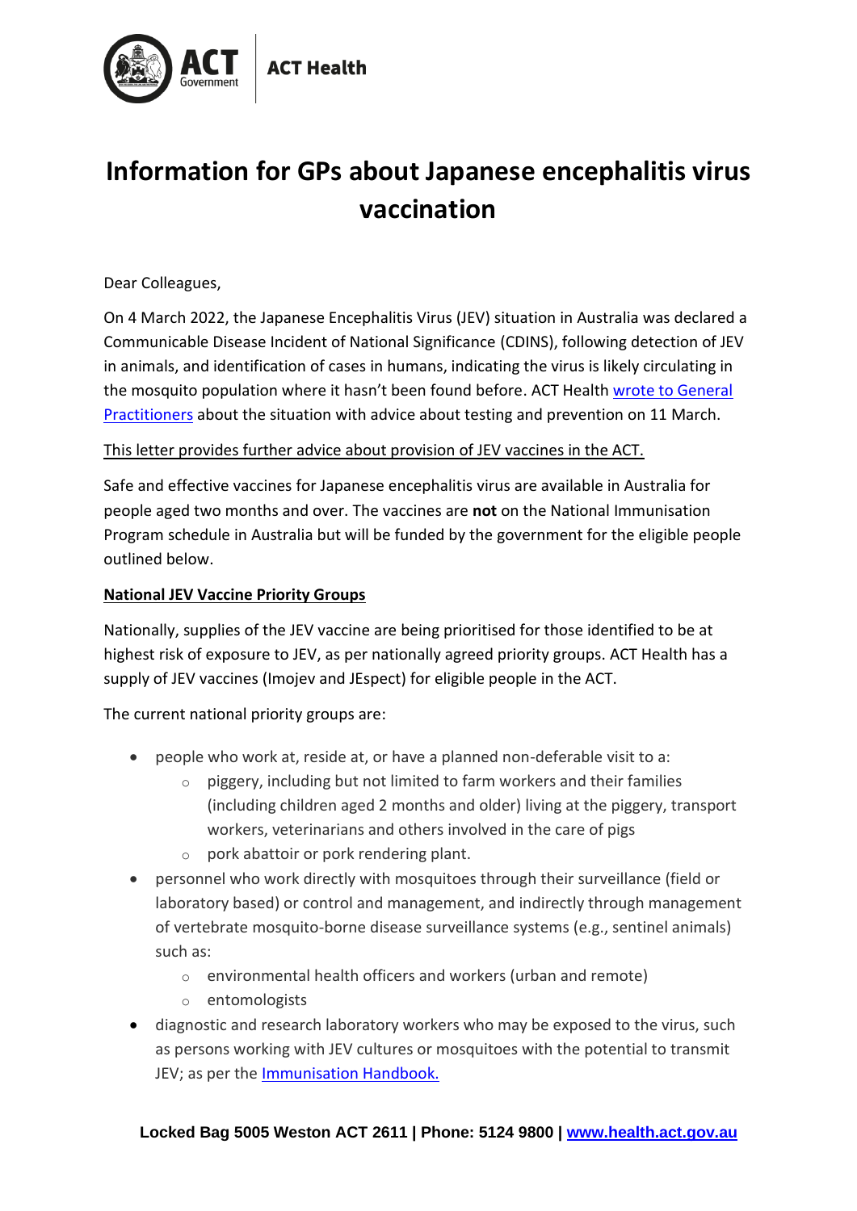ACT Government | ACT Health

# Information for GPs about Japanese encephalitis virus vaccination

Dear Colleagues,

On 4 March 2022, the Japanese Encephalitis Virus (JEV) situation in Australia was declared a Communicable Disease Incident of National Significance (CDINS), following detection of JEV in animals, and identification of cases in humans, indicating the virus is likely circulating in the mosquito population where it hasn't been found before. ACT Health wrote to General Practitioners about the situation with advice about testing and prevention on 11 March.

This letter provides further advice about provision of JEV vaccines in the ACT.

Safe and effective vaccines for Japanese encephalitis virus are available in Australia for people aged two months and over. The vaccines are **not** on the National Immunisation Program schedule in Australia but will be funded by the government for the eligible people outlined below.

**National JEV Vaccine Priority Groups**

Nationally, supplies of the JEV vaccine are being prioritised for those identified to be at highest risk of exposure to JEV, as per nationally agreed priority groups. ACT Health has a supply of JEV vaccines (Imojev and JEspect) for eligible people in the ACT.

The current national priority groups are:

- people who work at, reside at, or have a planned non-deferable visit to a:
  - piggery, including but not limited to farm workers and their families (including children aged 2 months and older) living at the piggery, transport workers, veterinarians and others involved in the care of pigs
  - pork abattoir or pork rendering plant.
- personnel who work directly with mosquitoes through their surveillance (field or laboratory based) or control and management, and indirectly through management of vertebrate mosquito-borne disease surveillance systems (e.g., sentinel animals) such as:
  - environmental health officers and workers (urban and remote)
  - entomologists
- diagnostic and research laboratory workers who may be exposed to the virus, such as persons working with JEV cultures or mosquitoes with the potential to transmit JEV; as per the Immunisation Handbook.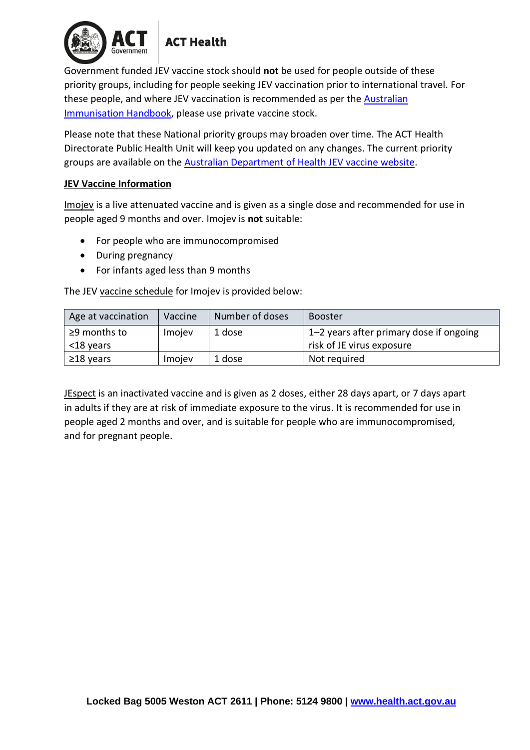Government funded JEV vaccine stock should **not** be used for people outside of these priority groups, including for people seeking JEV vaccination prior to international travel. For these people, and where JEV vaccination is recommended as per the Australian Immunisation Handbook, please use private vaccine stock.

Please note that these National priority groups may broaden over time. The ACT Health Directorate Public Health Unit will keep you updated on any changes. The current priority groups are available on the Australian Department of Health JEV vaccine website.

**JEV Vaccine Information**

Imojev is a live attenuated vaccine and is given as a single dose and recommended for use in people aged 9 months and over. Imojev is **not** suitable:

- For people who are immunocompromised
- During pregnancy
- For infants aged less than 9 months

The JEV vaccine schedule for Imojev is provided below:

| Age at vaccination | Vaccine | Number of doses | Booster |
|---|---|---|---|
| ≥9 months to <18 years | Imojev | 1 dose | 1–2 years after primary dose if ongoing risk of JE virus exposure |
| ≥18 years | Imojev | 1 dose | Not required |

JEspect is an inactivated vaccine and is given as 2 doses, either 28 days apart, or 7 days apart in adults if they are at risk of immediate exposure to the virus. It is recommended for use in people aged 2 months and over, and is suitable for people who are immunocompromised, and for pregnant people.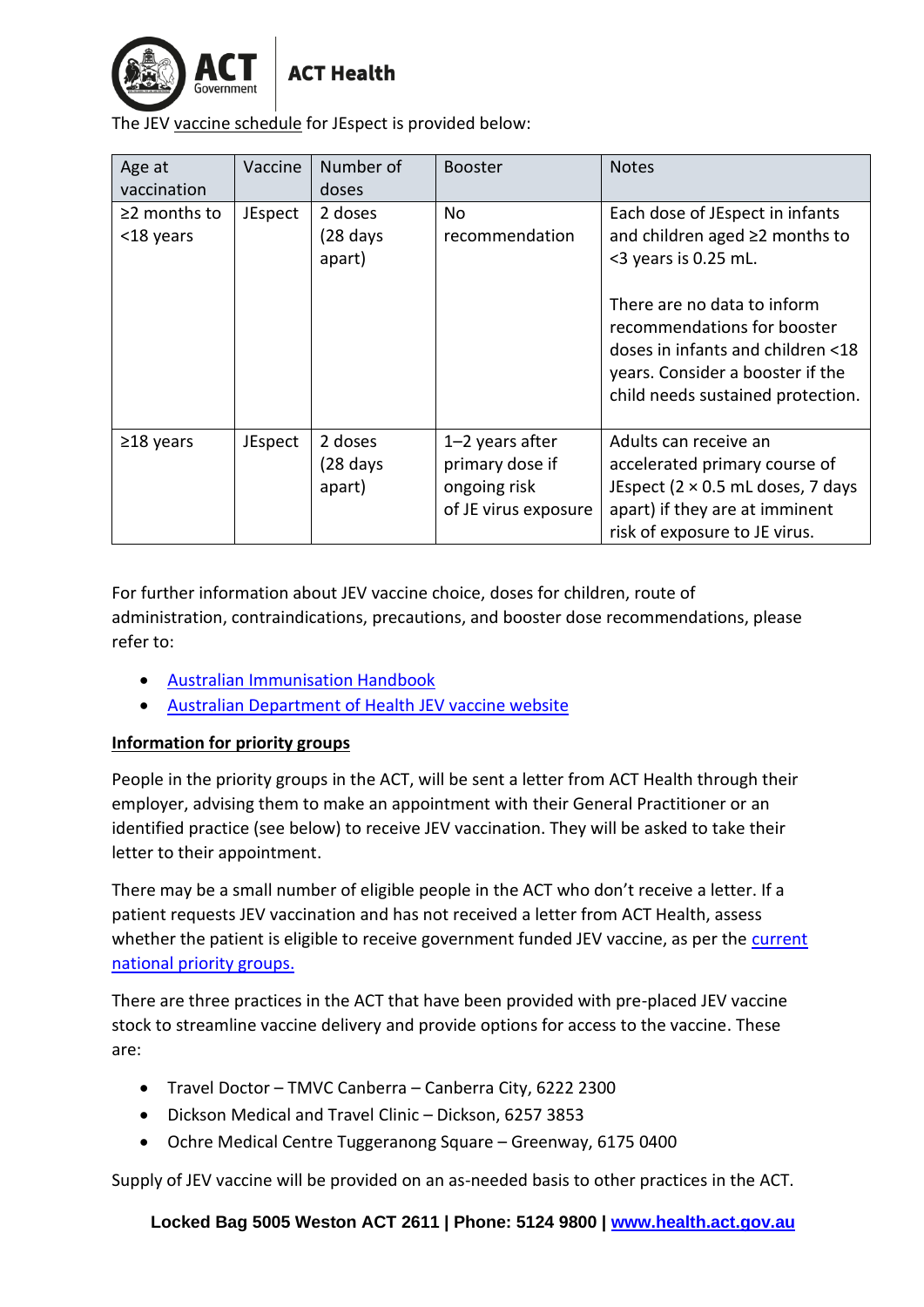The JEV vaccine schedule for JEspect is provided below:

| Age at vaccination | Vaccine | Number of doses | Booster | Notes |
|---|---|---|---|---|
| ≥2 months to <18 years | JEspect | 2 doses (28 days apart) | No recommendation | Each dose of JEspect in infants and children aged ≥2 months to <3 years is 0.25 mL.<br><br>There are no data to inform recommendations for booster doses in infants and children <18 years. Consider a booster if the child needs sustained protection. |
| ≥18 years | JEspect | 2 doses (28 days apart) | 1–2 years after primary dose if ongoing risk of JE virus exposure | Adults can receive an accelerated primary course of JEspect (2 × 0.5 mL doses, 7 days apart) if they are at imminent risk of exposure to JE virus. |

For further information about JEV vaccine choice, doses for children, route of administration, contraindications, precautions, and booster dose recommendations, please refer to:

- Australian Immunisation Handbook
- Australian Department of Health JEV vaccine website

**Information for priority groups**

People in the priority groups in the ACT, will be sent a letter from ACT Health through their employer, advising them to make an appointment with their General Practitioner or an identified practice (see below) to receive JEV vaccination. They will be asked to take their letter to their appointment.

There may be a small number of eligible people in the ACT who don't receive a letter. If a patient requests JEV vaccination and has not received a letter from ACT Health, assess whether the patient is eligible to receive government funded JEV vaccine, as per the current national priority groups.

There are three practices in the ACT that have been provided with pre-placed JEV vaccine stock to streamline vaccine delivery and provide options for access to the vaccine. These are:

- Travel Doctor – TMVC Canberra – Canberra City, 6222 2300
- Dickson Medical and Travel Clinic – Dickson, 6257 3853
- Ochre Medical Centre Tuggeranong Square – Greenway, 6175 0400

Supply of JEV vaccine will be provided on an as-needed basis to other practices in the ACT.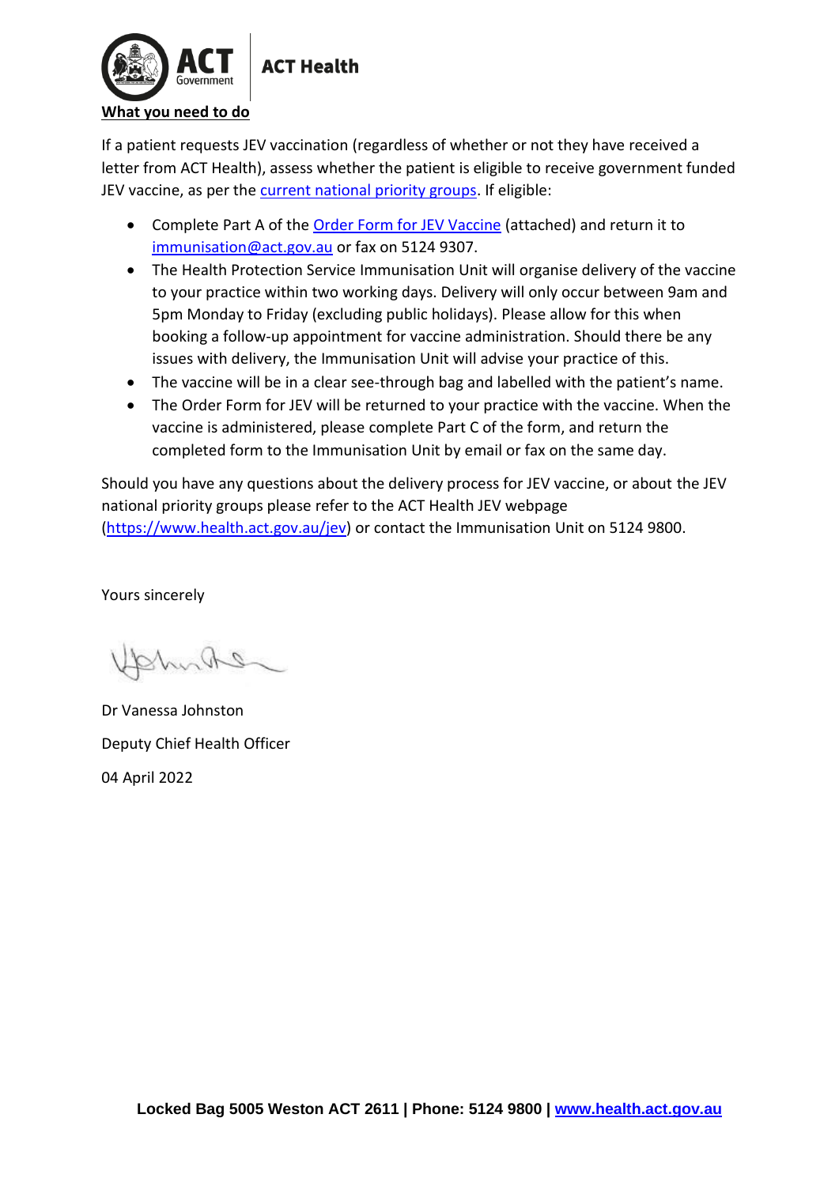**What you need to do**

If a patient requests JEV vaccination (regardless of whether or not they have received a letter from ACT Health), assess whether the patient is eligible to receive government funded JEV vaccine, as per the current national priority groups. If eligible:

- Complete Part A of the Order Form for JEV Vaccine (attached) and return it to immunisation@act.gov.au or fax on 5124 9307.
- The Health Protection Service Immunisation Unit will organise delivery of the vaccine to your practice within two working days. Delivery will only occur between 9am and 5pm Monday to Friday (excluding public holidays). Please allow for this when booking a follow-up appointment for vaccine administration. Should there be any issues with delivery, the Immunisation Unit will advise your practice of this.
- The vaccine will be in a clear see-through bag and labelled with the patient's name.
- The Order Form for JEV will be returned to your practice with the vaccine. When the vaccine is administered, please complete Part C of the form, and return the completed form to the Immunisation Unit by email or fax on the same day.

Should you have any questions about the delivery process for JEV vaccine, or about the JEV national priority groups please refer to the ACT Health JEV webpage (https://www.health.act.gov.au/jev) or contact the Immunisation Unit on 5124 9800.

Yours sincerely

Dr Vanessa Johnston

Deputy Chief Health Officer

04 April 2022